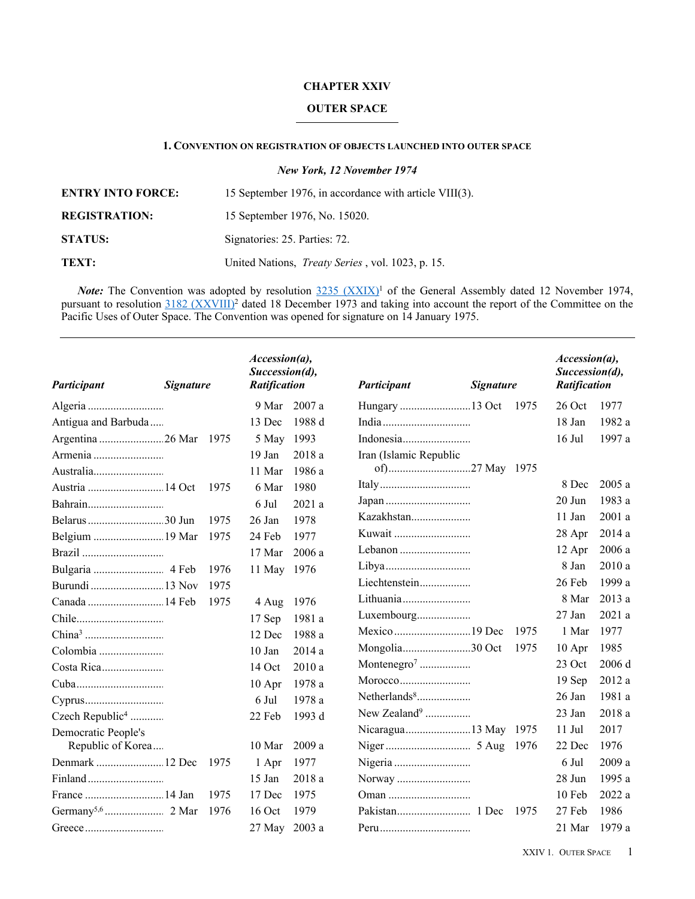# CHAPTER XXIV

# OUTER SPACE

## 1. Convention on registration of objects launched into outer space

*New York, 12 November 1974*

| | |
|---|---|
| **ENTRY INTO FORCE:** | 15 September 1976, in accordance with article VIII(3). |
| **REGISTRATION:** | 15 September 1976, No. 15020. |
| **STATUS:** | Signatories: 25. Parties: 72. |
| **TEXT:** | United Nations, *Treaty Series* , vol. 1023, p. 15. |

***Note:*** The Convention was adopted by resolution 3235 (XXIX)[1] of the General Assembly dated 12 November 1974, pursuant to resolution 3182 (XXVIII)[2] dated 18 December 1973 and taking into account the report of the Committee on the Pacific Uses of Outer Space. The Convention was opened for signature on 14 January 1975.

| *Participant* | *Signature* | *Accession(a), Succession(d), Ratification* |
|---|---|---|
| Algeria | | 9 Mar 2007 a |
| Antigua and Barbuda | | 13 Dec 1988 d |
| Argentina | 26 Mar 1975 | 5 May 1993 |
| Armenia | | 19 Jan 2018 a |
| Australia | | 11 Mar 1986 a |
| Austria | 14 Oct 1975 | 6 Mar 1980 |
| Bahrain | | 6 Jul 2021 a |
| Belarus | 30 Jun 1975 | 26 Jan 1978 |
| Belgium | 19 Mar 1975 | 24 Feb 1977 |
| Brazil | | 17 Mar 2006 a |
| Bulgaria | 4 Feb 1976 | 11 May 1976 |
| Burundi | 13 Nov 1975 | |
| Canada | 14 Feb 1975 | 4 Aug 1976 |
| Chile | | 17 Sep 1981 a |
| China[3] | | 12 Dec 1988 a |
| Colombia | | 10 Jan 2014 a |
| Costa Rica | | 14 Oct 2010 a |
| Cuba | | 10 Apr 1978 a |
| Cyprus | | 6 Jul 1978 a |
| Czech Republic[4] | | 22 Feb 1993 d |
| Democratic People's Republic of Korea | | 10 Mar 2009 a |
| Denmark | 12 Dec 1975 | 1 Apr 1977 |
| Finland | | 15 Jan 2018 a |
| France | 14 Jan 1975 | 17 Dec 1975 |
| Germany[5,6] | 2 Mar 1976 | 16 Oct 1979 |
| Greece | | 27 May 2003 a |
| Hungary | 13 Oct 1975 | 26 Oct 1977 |
| India | | 18 Jan 1982 a |
| Indonesia | | 16 Jul 1997 a |
| Iran (Islamic Republic of) | 27 May 1975 | |
| Italy | | 8 Dec 2005 a |
| Japan | | 20 Jun 1983 a |
| Kazakhstan | | 11 Jan 2001 a |
| Kuwait | | 28 Apr 2014 a |
| Lebanon | | 12 Apr 2006 a |
| Libya | | 8 Jan 2010 a |
| Liechtenstein | | 26 Feb 1999 a |
| Lithuania | | 8 Mar 2013 a |
| Luxembourg | | 27 Jan 2021 a |
| Mexico | 19 Dec 1975 | 1 Mar 1977 |
| Mongolia | 30 Oct 1975 | 10 Apr 1985 |
| Montenegro[7] | | 23 Oct 2006 d |
| Morocco | | 19 Sep 2012 a |
| Netherlands[8] | | 26 Jan 1981 a |
| New Zealand[9] | | 23 Jan 2018 a |
| Nicaragua | 13 May 1975 | 11 Jul 2017 |
| Niger | 5 Aug 1976 | 22 Dec 1976 |
| Nigeria | | 6 Jul 2009 a |
| Norway | | 28 Jun 1995 a |
| Oman | | 10 Feb 2022 a |
| Pakistan | 1 Dec 1975 | 27 Feb 1986 |
| Peru | | 21 Mar 1979 a |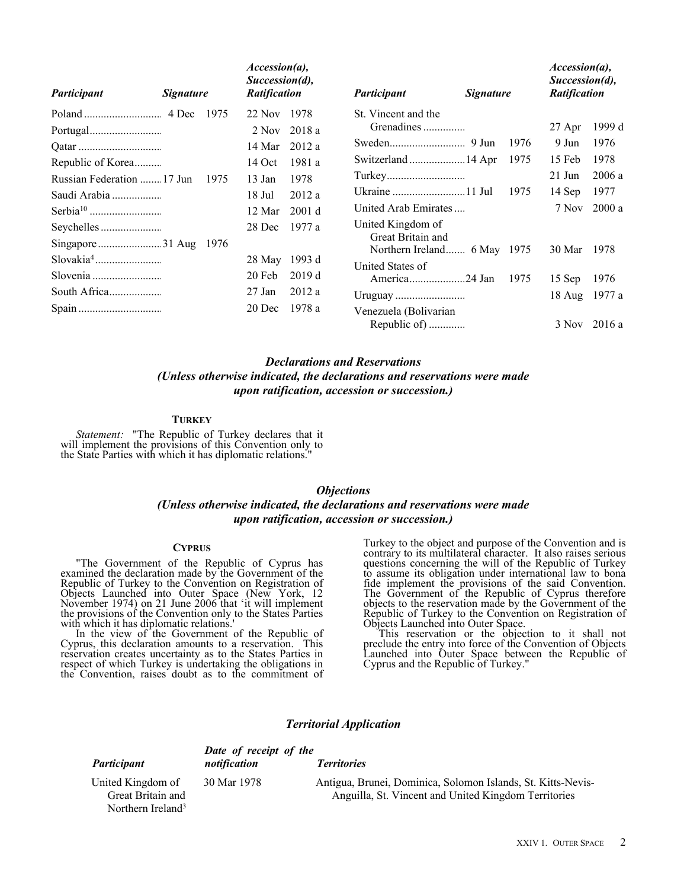| Participant | Signature | Accession(a), Succession(d), Ratification |
|---|---|---|
| Poland | 4 Dec 1975 | 22 Nov 1978 |
| Portugal | | 2 Nov 2018 a |
| Qatar | | 14 Mar 2012 a |
| Republic of Korea | | 14 Oct 1981 a |
| Russian Federation | 17 Jun 1975 | 13 Jan 1978 |
| Saudi Arabia | | 18 Jul 2012 a |
| Serbia[10] | | 12 Mar 2001 d |
| Seychelles | | 28 Dec 1977 a |
| Singapore | 31 Aug 1976 | |
| Slovakia[4] | | 28 May 1993 d |
| Slovenia | | 20 Feb 2019 d |
| South Africa | | 27 Jan 2012 a |
| Spain | | 20 Dec 1978 a |
| St. Vincent and the Grenadines | | 27 Apr 1999 d |
| Sweden | 9 Jun 1976 | 9 Jun 1976 |
| Switzerland | 14 Apr 1975 | 15 Feb 1978 |
| Turkey | | 21 Jun 2006 a |
| Ukraine | 11 Jul 1975 | 14 Sep 1977 |
| United Arab Emirates | | 7 Nov 2000 a |
| United Kingdom of Great Britain and Northern Ireland | 6 May 1975 | 30 Mar 1978 |
| United States of America | 24 Jan 1975 | 15 Sep 1976 |
| Uruguay | | 18 Aug 1977 a |
| Venezuela (Bolivarian Republic of) | | 3 Nov 2016 a |

## *Declarations and Reservations*

***(Unless otherwise indicated, the declarations and reservations were made upon ratification, accession or succession.)***

### Turkey

*Statement:* "The Republic of Turkey declares that it will implement the provisions of this Convention only to the State Parties with which it has diplomatic relations."

## *Objections*

***(Unless otherwise indicated, the declarations and reservations were made upon ratification, accession or succession.)***

### Cyprus

"The Government of the Republic of Cyprus has examined the declaration made by the Government of the Republic of Turkey to the Convention on Registration of Objects Launched into Outer Space (New York, 12 November 1974) on 21 June 2006 that 'it will implement the provisions of the Convention only to the States Parties with which it has diplomatic relations.'

In the view of the Government of the Republic of Cyprus, this declaration amounts to a reservation. This reservation creates uncertainty as to the States Parties in respect of which Turkey is undertaking the obligations in the Convention, raises doubt as to the commitment of Turkey to the object and purpose of the Convention and is contrary to its multilateral character. It also raises serious questions concerning the will of the Republic of Turkey to assume its obligation under international law to bona fide implement the provisions of the said Convention. The Government of the Republic of Cyprus therefore objects to the reservation made by the Government of the Republic of Turkey to the Convention on Registration of Objects Launched into Outer Space.

This reservation or the objection to it shall not preclude the entry into force of the Convention of Objects Launched into Outer Space between the Republic of Cyprus and the Republic of Turkey."

## *Territorial Application*

| Participant | Date of receipt of the notification | Territories |
|---|---|---|
| United Kingdom of Great Britain and Northern Ireland[3] | 30 Mar 1978 | Antigua, Brunei, Dominica, Solomon Islands, St. Kitts-Nevis-Anguilla, St. Vincent and United Kingdom Territories |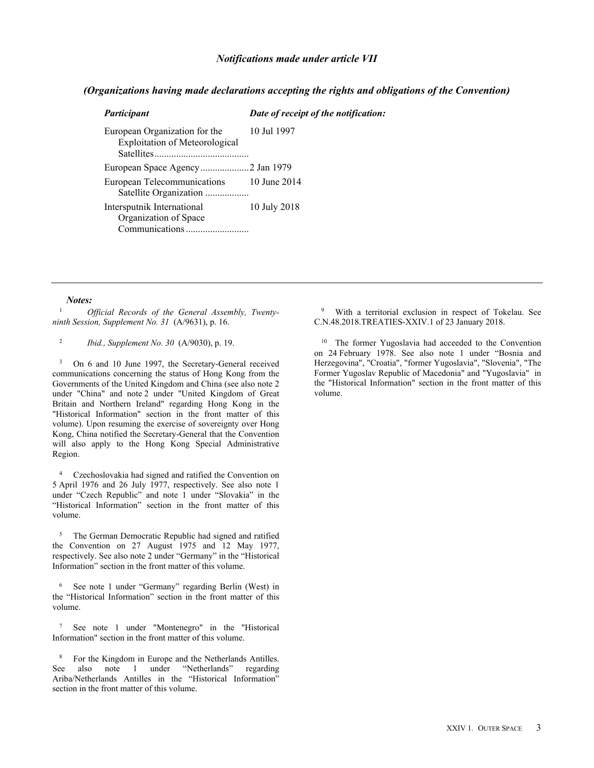### *Notifications made under article VII*

### *(Organizations having made declarations accepting the rights and obligations of the Convention)*

| *Participant* | *Date of receipt of the notification:* |
| --- | --- |
| European Organization for the Exploitation of Meteorological Satellites | 10 Jul 1997 |
| European Space Agency | 2 Jan 1979 |
| European Telecommunications Satellite Organization | 10 June 2014 |
| Intersputnik International Organization of Space Communications | 10 July 2018 |

*Notes:*

[1] *Official Records of the General Assembly, Twenty-ninth Session, Supplement No. 31* (A/9631), p. 16.

[2] *Ibid., Supplement No. 30* (A/9030), p. 19.

[3] On 6 and 10 June 1997, the Secretary-General received communications concerning the status of Hong Kong from the Governments of the United Kingdom and China (see also note 2 under "China" and note 2 under "United Kingdom of Great Britain and Northern Ireland" regarding Hong Kong in the "Historical Information" section in the front matter of this volume). Upon resuming the exercise of sovereignty over Hong Kong, China notified the Secretary-General that the Convention will also apply to the Hong Kong Special Administrative Region.

[4] Czechoslovakia had signed and ratified the Convention on 5 April 1976 and 26 July 1977, respectively. See also note 1 under "Czech Republic" and note 1 under "Slovakia" in the "Historical Information" section in the front matter of this volume.

[5] The German Democratic Republic had signed and ratified the Convention on 27 August 1975 and 12 May 1977, respectively. See also note 2 under "Germany" in the "Historical Information" section in the front matter of this volume.

[6] See note 1 under "Germany" regarding Berlin (West) in the "Historical Information" section in the front matter of this volume.

[7] See note 1 under "Montenegro" in the "Historical Information" section in the front matter of this volume.

[8] For the Kingdom in Europe and the Netherlands Antilles. See also note 1 under "Netherlands" regarding Ariba/Netherlands Antilles in the "Historical Information" section in the front matter of this volume.

[9] With a territorial exclusion in respect of Tokelau. See C.N.48.2018.TREATIES-XXIV.1 of 23 January 2018.

[10] The former Yugoslavia had acceeded to the Convention on 24 February 1978. See also note 1 under "Bosnia and Herzegovina", "Croatia", "former Yugoslavia", "Slovenia", "The Former Yugoslav Republic of Macedonia" and "Yugoslavia" in the "Historical Information" section in the front matter of this volume.